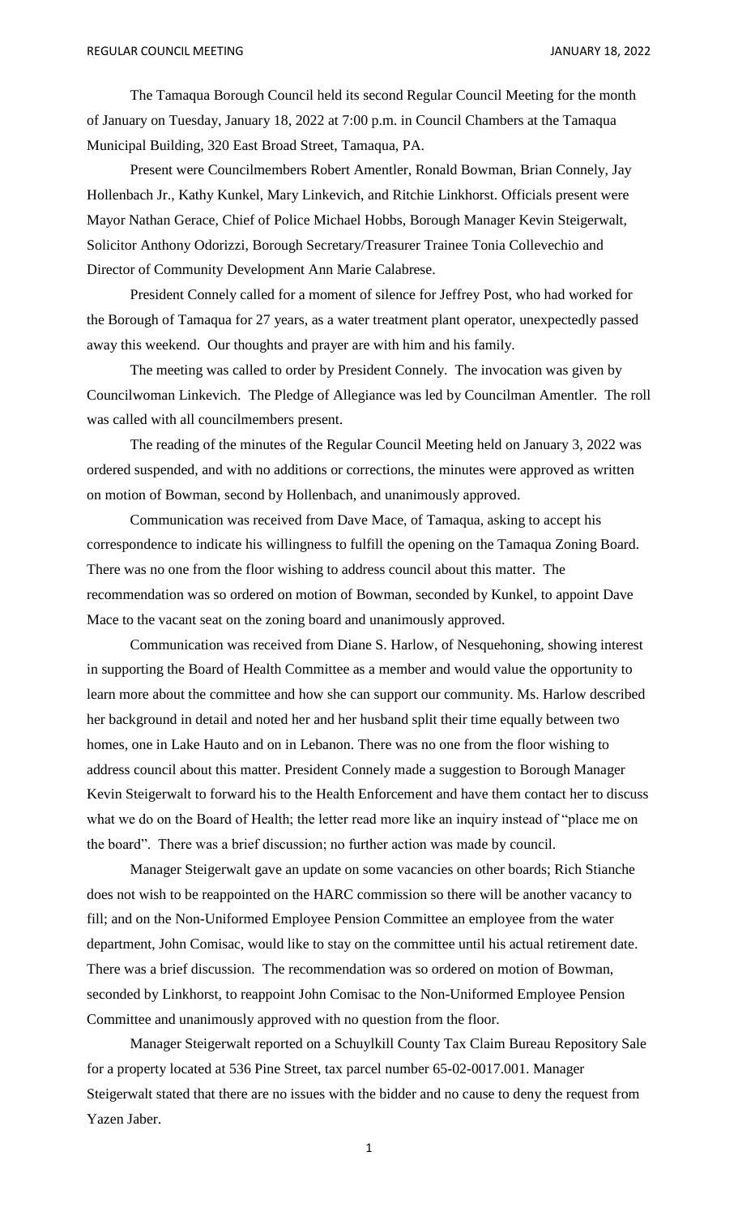The Tamaqua Borough Council held its second Regular Council Meeting for the month of January on Tuesday, January 18, 2022 at 7:00 p.m. in Council Chambers at the Tamaqua Municipal Building, 320 East Broad Street, Tamaqua, PA.

Present were Councilmembers Robert Amentler, Ronald Bowman, Brian Connely, Jay Hollenbach Jr., Kathy Kunkel, Mary Linkevich, and Ritchie Linkhorst. Officials present were Mayor Nathan Gerace, Chief of Police Michael Hobbs, Borough Manager Kevin Steigerwalt, Solicitor Anthony Odorizzi, Borough Secretary/Treasurer Trainee Tonia Collevechio and Director of Community Development Ann Marie Calabrese.

President Connely called for a moment of silence for Jeffrey Post, who had worked for the Borough of Tamaqua for 27 years, as a water treatment plant operator, unexpectedly passed away this weekend. Our thoughts and prayer are with him and his family.

The meeting was called to order by President Connely. The invocation was given by Councilwoman Linkevich. The Pledge of Allegiance was led by Councilman Amentler. The roll was called with all councilmembers present.

The reading of the minutes of the Regular Council Meeting held on January 3, 2022 was ordered suspended, and with no additions or corrections, the minutes were approved as written on motion of Bowman, second by Hollenbach, and unanimously approved.

Communication was received from Dave Mace, of Tamaqua, asking to accept his correspondence to indicate his willingness to fulfill the opening on the Tamaqua Zoning Board. There was no one from the floor wishing to address council about this matter. The recommendation was so ordered on motion of Bowman, seconded by Kunkel, to appoint Dave Mace to the vacant seat on the zoning board and unanimously approved.

Communication was received from Diane S. Harlow, of Nesquehoning, showing interest in supporting the Board of Health Committee as a member and would value the opportunity to learn more about the committee and how she can support our community. Ms. Harlow described her background in detail and noted her and her husband split their time equally between two homes, one in Lake Hauto and on in Lebanon. There was no one from the floor wishing to address council about this matter. President Connely made a suggestion to Borough Manager Kevin Steigerwalt to forward his to the Health Enforcement and have them contact her to discuss what we do on the Board of Health; the letter read more like an inquiry instead of "place me on the board". There was a brief discussion; no further action was made by council.

Manager Steigerwalt gave an update on some vacancies on other boards; Rich Stianche does not wish to be reappointed on the HARC commission so there will be another vacancy to fill; and on the Non-Uniformed Employee Pension Committee an employee from the water department, John Comisac, would like to stay on the committee until his actual retirement date. There was a brief discussion. The recommendation was so ordered on motion of Bowman, seconded by Linkhorst, to reappoint John Comisac to the Non-Uniformed Employee Pension Committee and unanimously approved with no question from the floor.

Manager Steigerwalt reported on a Schuylkill County Tax Claim Bureau Repository Sale for a property located at 536 Pine Street, tax parcel number 65-02-0017.001. Manager Steigerwalt stated that there are no issues with the bidder and no cause to deny the request from Yazen Jaber.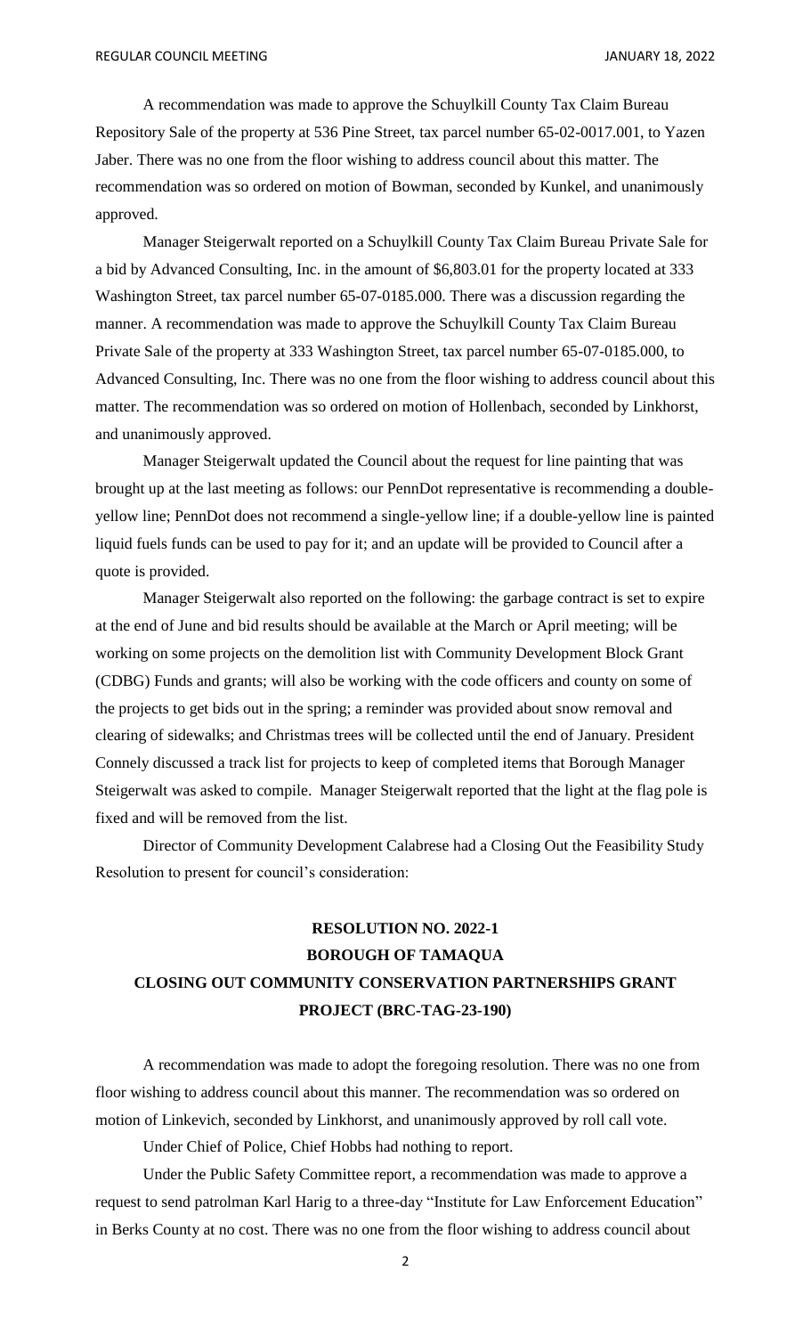A recommendation was made to approve the Schuylkill County Tax Claim Bureau Repository Sale of the property at 536 Pine Street, tax parcel number 65-02-0017.001, to Yazen Jaber. There was no one from the floor wishing to address council about this matter. The recommendation was so ordered on motion of Bowman, seconded by Kunkel, and unanimously approved.

Manager Steigerwalt reported on a Schuylkill County Tax Claim Bureau Private Sale for a bid by Advanced Consulting, Inc. in the amount of $6,803.01 for the property located at 333 Washington Street, tax parcel number 65-07-0185.000. There was a discussion regarding the manner. A recommendation was made to approve the Schuylkill County Tax Claim Bureau Private Sale of the property at 333 Washington Street, tax parcel number 65-07-0185.000, to Advanced Consulting, Inc. There was no one from the floor wishing to address council about this matter. The recommendation was so ordered on motion of Hollenbach, seconded by Linkhorst, and unanimously approved.

Manager Steigerwalt updated the Council about the request for line painting that was brought up at the last meeting as follows: our PennDot representative is recommending a double-yellow line; PennDot does not recommend a single-yellow line; if a double-yellow line is painted liquid fuels funds can be used to pay for it; and an update will be provided to Council after a quote is provided.

Manager Steigerwalt also reported on the following: the garbage contract is set to expire at the end of June and bid results should be available at the March or April meeting; will be working on some projects on the demolition list with Community Development Block Grant (CDBG) Funds and grants; will also be working with the code officers and county on some of the projects to get bids out in the spring; a reminder was provided about snow removal and clearing of sidewalks; and Christmas trees will be collected until the end of January. President Connely discussed a track list for projects to keep of completed items that Borough Manager Steigerwalt was asked to compile. Manager Steigerwalt reported that the light at the flag pole is fixed and will be removed from the list.

Director of Community Development Calabrese had a Closing Out the Feasibility Study Resolution to present for council's consideration:

**RESOLUTION NO. 2022-1**
**BOROUGH OF TAMAQUA**
**CLOSING OUT COMMUNITY CONSERVATION PARTNERSHIPS GRANT PROJECT (BRC-TAG-23-190)**

A recommendation was made to adopt the foregoing resolution. There was no one from floor wishing to address council about this manner. The recommendation was so ordered on motion of Linkevich, seconded by Linkhorst, and unanimously approved by roll call vote.

Under Chief of Police, Chief Hobbs had nothing to report.

Under the Public Safety Committee report, a recommendation was made to approve a request to send patrolman Karl Harig to a three-day "Institute for Law Enforcement Education" in Berks County at no cost. There was no one from the floor wishing to address council about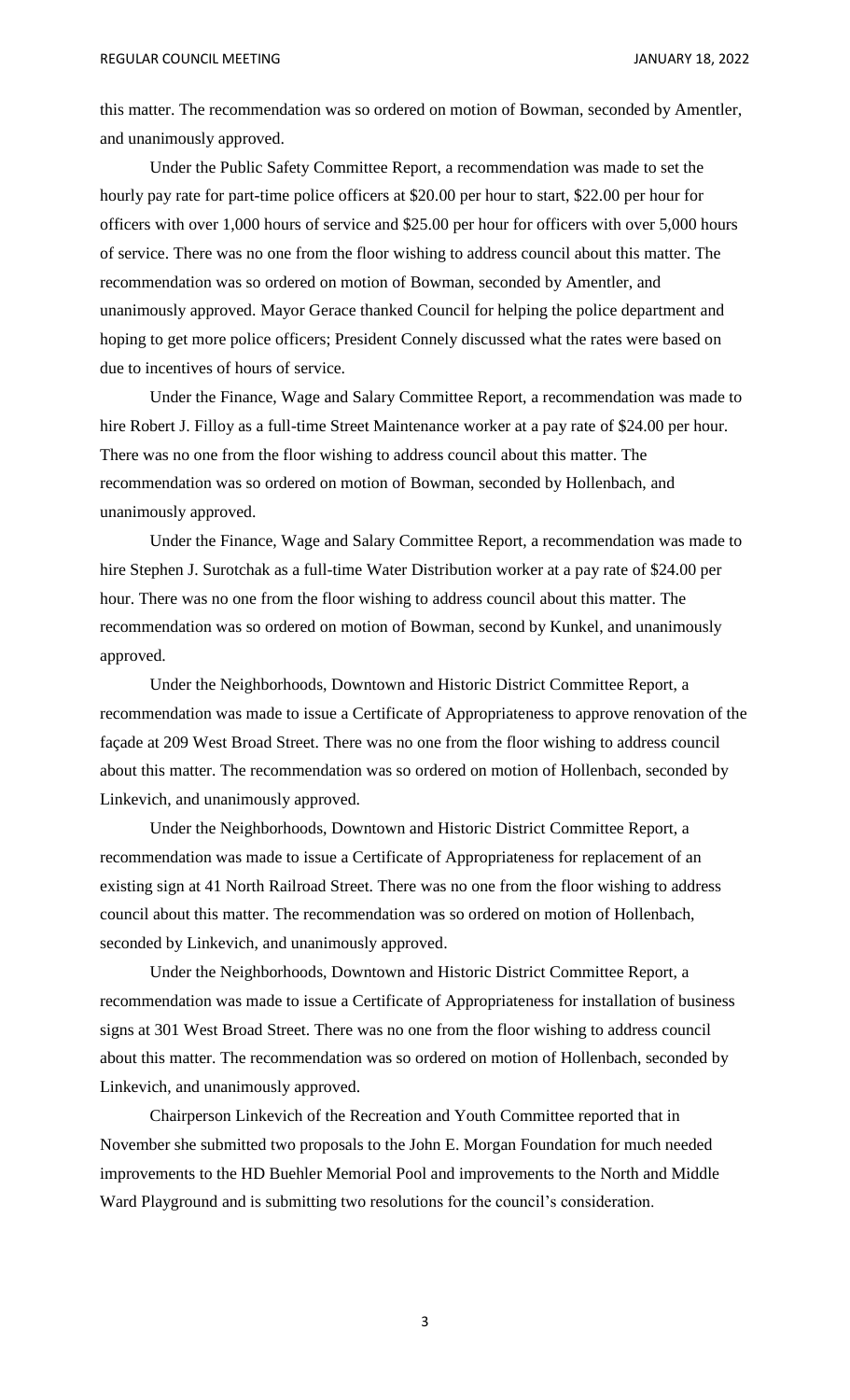this matter. The recommendation was so ordered on motion of Bowman, seconded by Amentler, and unanimously approved.

Under the Public Safety Committee Report, a recommendation was made to set the hourly pay rate for part-time police officers at $20.00 per hour to start, $22.00 per hour for officers with over 1,000 hours of service and $25.00 per hour for officers with over 5,000 hours of service. There was no one from the floor wishing to address council about this matter. The recommendation was so ordered on motion of Bowman, seconded by Amentler, and unanimously approved. Mayor Gerace thanked Council for helping the police department and hoping to get more police officers; President Connely discussed what the rates were based on due to incentives of hours of service.

Under the Finance, Wage and Salary Committee Report, a recommendation was made to hire Robert J. Filloy as a full-time Street Maintenance worker at a pay rate of $24.00 per hour. There was no one from the floor wishing to address council about this matter. The recommendation was so ordered on motion of Bowman, seconded by Hollenbach, and unanimously approved.

Under the Finance, Wage and Salary Committee Report, a recommendation was made to hire Stephen J. Surotchak as a full-time Water Distribution worker at a pay rate of $24.00 per hour. There was no one from the floor wishing to address council about this matter. The recommendation was so ordered on motion of Bowman, second by Kunkel, and unanimously approved.

Under the Neighborhoods, Downtown and Historic District Committee Report, a recommendation was made to issue a Certificate of Appropriateness to approve renovation of the façade at 209 West Broad Street. There was no one from the floor wishing to address council about this matter. The recommendation was so ordered on motion of Hollenbach, seconded by Linkevich, and unanimously approved.

Under the Neighborhoods, Downtown and Historic District Committee Report, a recommendation was made to issue a Certificate of Appropriateness for replacement of an existing sign at 41 North Railroad Street. There was no one from the floor wishing to address council about this matter. The recommendation was so ordered on motion of Hollenbach, seconded by Linkevich, and unanimously approved.

Under the Neighborhoods, Downtown and Historic District Committee Report, a recommendation was made to issue a Certificate of Appropriateness for installation of business signs at 301 West Broad Street. There was no one from the floor wishing to address council about this matter. The recommendation was so ordered on motion of Hollenbach, seconded by Linkevich, and unanimously approved.

Chairperson Linkevich of the Recreation and Youth Committee reported that in November she submitted two proposals to the John E. Morgan Foundation for much needed improvements to the HD Buehler Memorial Pool and improvements to the North and Middle Ward Playground and is submitting two resolutions for the council's consideration.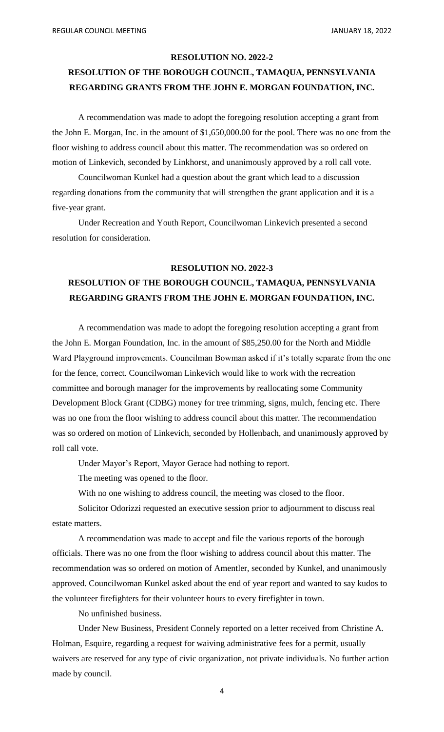**RESOLUTION NO. 2022-2**

**RESOLUTION OF THE BOROUGH COUNCIL, TAMAQUA, PENNSYLVANIA REGARDING GRANTS FROM THE JOHN E. MORGAN FOUNDATION, INC.**

A recommendation was made to adopt the foregoing resolution accepting a grant from the John E. Morgan, Inc. in the amount of $1,650,000.00 for the pool. There was no one from the floor wishing to address council about this matter. The recommendation was so ordered on motion of Linkevich, seconded by Linkhorst, and unanimously approved by a roll call vote.

Councilwoman Kunkel had a question about the grant which lead to a discussion regarding donations from the community that will strengthen the grant application and it is a five-year grant.

Under Recreation and Youth Report, Councilwoman Linkevich presented a second resolution for consideration.

**RESOLUTION NO. 2022-3**

**RESOLUTION OF THE BOROUGH COUNCIL, TAMAQUA, PENNSYLVANIA REGARDING GRANTS FROM THE JOHN E. MORGAN FOUNDATION, INC.**

A recommendation was made to adopt the foregoing resolution accepting a grant from the John E. Morgan Foundation, Inc. in the amount of $85,250.00 for the North and Middle Ward Playground improvements. Councilman Bowman asked if it's totally separate from the one for the fence, correct. Councilwoman Linkevich would like to work with the recreation committee and borough manager for the improvements by reallocating some Community Development Block Grant (CDBG) money for tree trimming, signs, mulch, fencing etc. There was no one from the floor wishing to address council about this matter. The recommendation was so ordered on motion of Linkevich, seconded by Hollenbach, and unanimously approved by roll call vote.

Under Mayor's Report, Mayor Gerace had nothing to report.

The meeting was opened to the floor.

With no one wishing to address council, the meeting was closed to the floor.

Solicitor Odorizzi requested an executive session prior to adjournment to discuss real estate matters.

A recommendation was made to accept and file the various reports of the borough officials. There was no one from the floor wishing to address council about this matter. The recommendation was so ordered on motion of Amentler, seconded by Kunkel, and unanimously approved. Councilwoman Kunkel asked about the end of year report and wanted to say kudos to the volunteer firefighters for their volunteer hours to every firefighter in town.

No unfinished business.

Under New Business, President Connely reported on a letter received from Christine A. Holman, Esquire, regarding a request for waiving administrative fees for a permit, usually waivers are reserved for any type of civic organization, not private individuals. No further action made by council.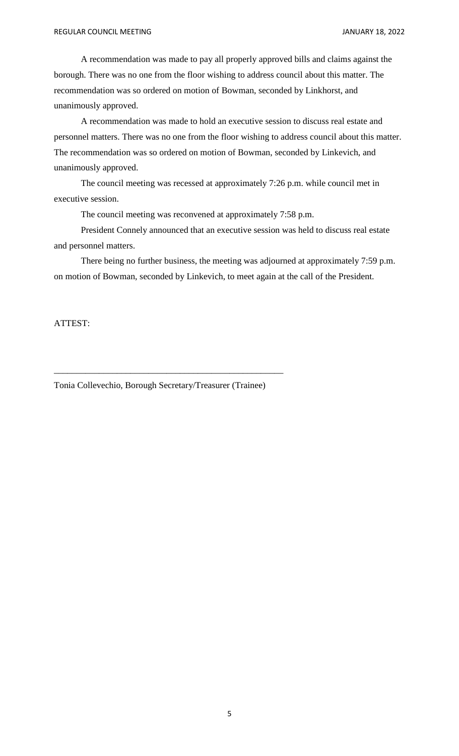A recommendation was made to pay all properly approved bills and claims against the borough. There was no one from the floor wishing to address council about this matter. The recommendation was so ordered on motion of Bowman, seconded by Linkhorst, and unanimously approved.

A recommendation was made to hold an executive session to discuss real estate and personnel matters. There was no one from the floor wishing to address council about this matter. The recommendation was so ordered on motion of Bowman, seconded by Linkevich, and unanimously approved.

The council meeting was recessed at approximately 7:26 p.m. while council met in executive session.

The council meeting was reconvened at approximately 7:58 p.m.

President Connely announced that an executive session was held to discuss real estate and personnel matters.

There being no further business, the meeting was adjourned at approximately 7:59 p.m. on motion of Bowman, seconded by Linkevich, to meet again at the call of the President.

ATTEST:

_____________________________________________

Tonia Collevechio, Borough Secretary/Treasurer (Trainee)